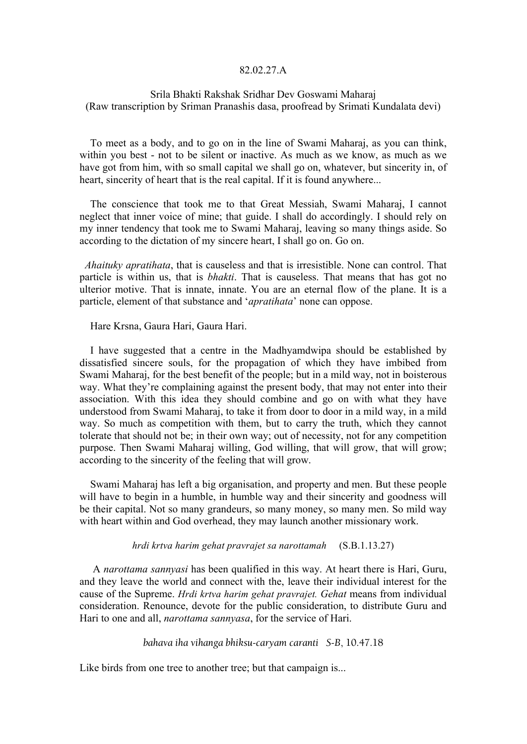82.02.27.A

Srila Bhakti Rakshak Sridhar Dev Goswami Maharaj
(Raw transcription by Sriman Pranashis dasa, proofread by Srimati Kundalata devi)

To meet as a body, and to go on in the line of Swami Maharaj, as you can think, within you best - not to be silent or inactive. As much as we know, as much as we have got from him, with so small capital we shall go on, whatever, but sincerity in, of heart, sincerity of heart that is the real capital. If it is found anywhere...

The conscience that took me to that Great Messiah, Swami Maharaj, I cannot neglect that inner voice of mine; that guide. I shall do accordingly. I should rely on my inner tendency that took me to Swami Maharaj, leaving so many things aside. So according to the dictation of my sincere heart, I shall go on. Go on.

*Ahaituky apratihata*, that is causeless and that is irresistible. None can control. That particle is within us, that is *bhakti*. That is causeless. That means that has got no ulterior motive. That is innate, innate. You are an eternal flow of the plane. It is a particle, element of that substance and '*apratihata*' none can oppose.

Hare Krsna, Gaura Hari, Gaura Hari.

I have suggested that a centre in the Madhyamdwipa should be established by dissatisfied sincere souls, for the propagation of which they have imbibed from Swami Maharaj, for the best benefit of the people; but in a mild way, not in boisterous way. What they're complaining against the present body, that may not enter into their association. With this idea they should combine and go on with what they have understood from Swami Maharaj, to take it from door to door in a mild way, in a mild way. So much as competition with them, but to carry the truth, which they cannot tolerate that should not be; in their own way; out of necessity, not for any competition purpose. Then Swami Maharaj willing, God willing, that will grow, that will grow; according to the sincerity of the feeling that will grow.

Swami Maharaj has left a big organisation, and property and men. But these people will have to begin in a humble, in humble way and their sincerity and goodness will be their capital. Not so many grandeurs, so many money, so many men. So mild way with heart within and God overhead, they may launch another missionary work.

*hrdi krtva harim gehat pravrajet sa narottamah* (S.B.1.13.27)

A *narottama sannyasi* has been qualified in this way. At heart there is Hari, Guru, and they leave the world and connect with the, leave their individual interest for the cause of the Supreme. *Hrdi krtva harim gehat pravrajet. Gehat* means from individual consideration. Renounce, devote for the public consideration, to distribute Guru and Hari to one and all, *narottama sannyasa*, for the service of Hari.

*bahava iha vihanga bhiksu-caryam caranti S-B*, 10.47.18

Like birds from one tree to another tree; but that campaign is...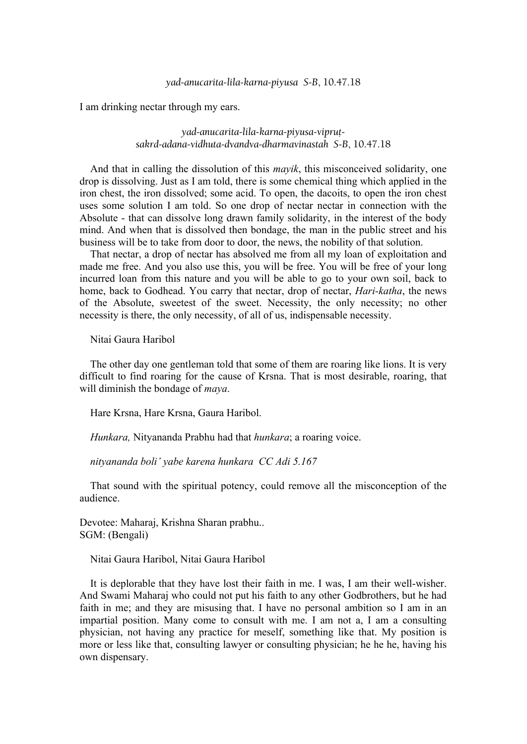*yad-anucarita-lila-karna-piyusa S-B*, 10.47.18

I am drinking nectar through my ears.

*yad-anucarita-lila-karna-piyusa-vipruṭ-*
*sakrd-adana-vidhuta-dvandva-dharmavinastah S-B*, 10.47.18

And that in calling the dissolution of this *mayik*, this misconceived solidarity, one drop is dissolving. Just as I am told, there is some chemical thing which applied in the iron chest, the iron dissolved; some acid. To open, the dacoits, to open the iron chest uses some solution I am told. So one drop of nectar nectar in connection with the Absolute - that can dissolve long drawn family solidarity, in the interest of the body mind. And when that is dissolved then bondage, the man in the public street and his business will be to take from door to door, the news, the nobility of that solution.

That nectar, a drop of nectar has absolved me from all my loan of exploitation and made me free. And you also use this, you will be free. You will be free of your long incurred loan from this nature and you will be able to go to your own soil, back to home, back to Godhead. You carry that nectar, drop of nectar, *Hari-katha*, the news of the Absolute, sweetest of the sweet. Necessity, the only necessity; no other necessity is there, the only necessity, of all of us, indispensable necessity.

Nitai Gaura Haribol

The other day one gentleman told that some of them are roaring like lions. It is very difficult to find roaring for the cause of Krsna. That is most desirable, roaring, that will diminish the bondage of *maya*.

Hare Krsna, Hare Krsna, Gaura Haribol.

*Hunkara,* Nityananda Prabhu had that *hunkara*; a roaring voice.

*nityananda boli' yabe karena hunkara CC Adi 5.167*

That sound with the spiritual potency, could remove all the misconception of the audience.

Devotee: Maharaj, Krishna Sharan prabhu..
SGM: (Bengali)

Nitai Gaura Haribol, Nitai Gaura Haribol

It is deplorable that they have lost their faith in me. I was, I am their well-wisher. And Swami Maharaj who could not put his faith to any other Godbrothers, but he had faith in me; and they are misusing that. I have no personal ambition so I am in an impartial position. Many come to consult with me. I am not a, I am a consulting physician, not having any practice for meself, something like that. My position is more or less like that, consulting lawyer or consulting physician; he he he, having his own dispensary.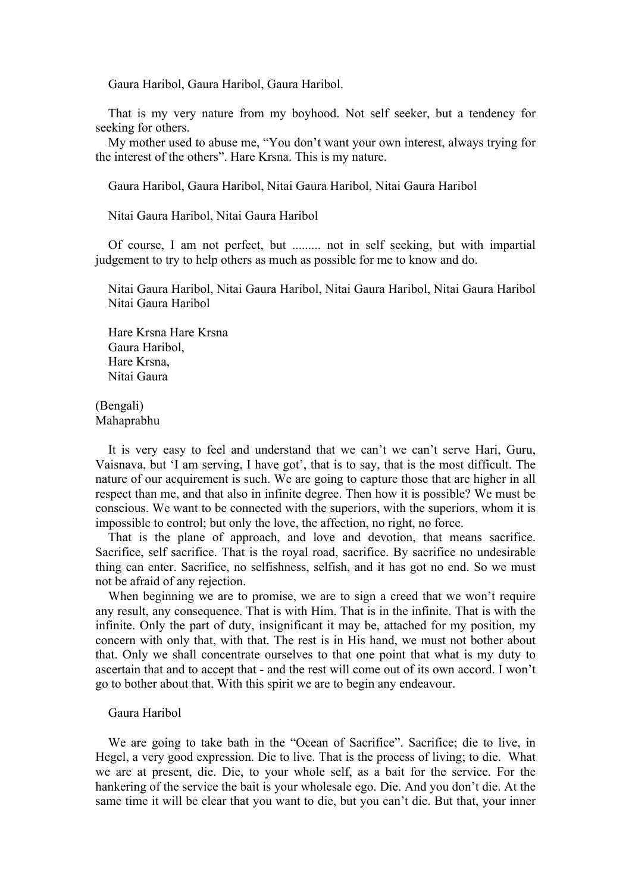Gaura Haribol, Gaura Haribol, Gaura Haribol.

That is my very nature from my boyhood. Not self seeker, but a tendency for seeking for others.

My mother used to abuse me, "You don't want your own interest, always trying for the interest of the others". Hare Krsna. This is my nature.

Gaura Haribol, Gaura Haribol, Nitai Gaura Haribol, Nitai Gaura Haribol

Nitai Gaura Haribol, Nitai Gaura Haribol

Of course, I am not perfect, but ......... not in self seeking, but with impartial judgement to try to help others as much as possible for me to know and do.

Nitai Gaura Haribol, Nitai Gaura Haribol, Nitai Gaura Haribol, Nitai Gaura Haribol
Nitai Gaura Haribol

Hare Krsna Hare Krsna
Gaura Haribol,
Hare Krsna,
Nitai Gaura

(Bengali)
Mahaprabhu

It is very easy to feel and understand that we can't we can't serve Hari, Guru, Vaisnava, but 'I am serving, I have got', that is to say, that is the most difficult. The nature of our acquirement is such. We are going to capture those that are higher in all respect than me, and that also in infinite degree. Then how it is possible? We must be conscious. We want to be connected with the superiors, with the superiors, whom it is impossible to control; but only the love, the affection, no right, no force.

That is the plane of approach, and love and devotion, that means sacrifice. Sacrifice, self sacrifice. That is the royal road, sacrifice. By sacrifice no undesirable thing can enter. Sacrifice, no selfishness, selfish, and it has got no end. So we must not be afraid of any rejection.

When beginning we are to promise, we are to sign a creed that we won't require any result, any consequence. That is with Him. That is in the infinite. That is with the infinite. Only the part of duty, insignificant it may be, attached for my position, my concern with only that, with that. The rest is in His hand, we must not bother about that. Only we shall concentrate ourselves to that one point that what is my duty to ascertain that and to accept that - and the rest will come out of its own accord. I won't go to bother about that. With this spirit we are to begin any endeavour.

Gaura Haribol

We are going to take bath in the "Ocean of Sacrifice". Sacrifice; die to live, in Hegel, a very good expression. Die to live. That is the process of living; to die. What we are at present, die. Die, to your whole self, as a bait for the service. For the hankering of the service the bait is your wholesale ego. Die. And you don't die. At the same time it will be clear that you want to die, but you can't die. But that, your inner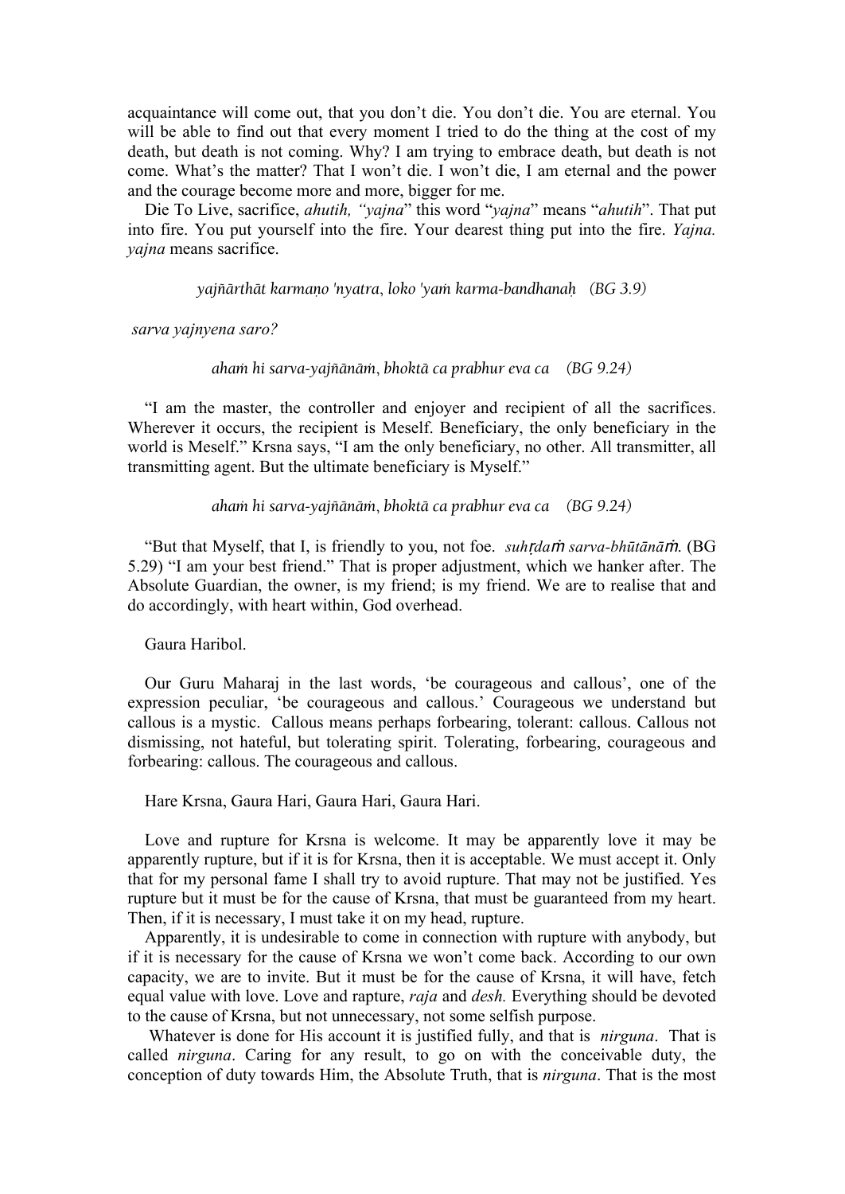acquaintance will come out, that you don't die. You don't die. You are eternal. You will be able to find out that every moment I tried to do the thing at the cost of my death, but death is not coming. Why? I am trying to embrace death, but death is not come. What's the matter? That I won't die. I won't die, I am eternal and the power and the courage become more and more, bigger for me.

Die To Live, sacrifice, *ahutih, "yajna*" this word "*yajna*" means "*ahutih*". That put into fire. You put yourself into the fire. Your dearest thing put into the fire. *Yajna. yajna* means sacrifice.

*yajñārthāt karmaṇo 'nyatra, loko 'yaṁ karma-bandhanaḥ (BG 3.9)*

*sarva yajnyena saro?*

*ahaṁ hi sarva-yajñānāṁ, bhoktā ca prabhur eva ca (BG 9.24)*

"I am the master, the controller and enjoyer and recipient of all the sacrifices. Wherever it occurs, the recipient is Meself. Beneficiary, the only beneficiary in the world is Meself." Krsna says, "I am the only beneficiary, no other. All transmitter, all transmitting agent. But the ultimate beneficiary is Myself."

*ahaṁ hi sarva-yajñānāṁ, bhoktā ca prabhur eva ca (BG 9.24)*

"But that Myself, that I, is friendly to you, not foe. *suhṛdaṁ sarva-bhūtānāṁ.* (BG 5.29) "I am your best friend." That is proper adjustment, which we hanker after. The Absolute Guardian, the owner, is my friend; is my friend. We are to realise that and do accordingly, with heart within, God overhead.

Gaura Haribol.

Our Guru Maharaj in the last words, 'be courageous and callous', one of the expression peculiar, 'be courageous and callous.' Courageous we understand but callous is a mystic. Callous means perhaps forbearing, tolerant: callous. Callous not dismissing, not hateful, but tolerating spirit. Tolerating, forbearing, courageous and forbearing: callous. The courageous and callous.

Hare Krsna, Gaura Hari, Gaura Hari, Gaura Hari.

Love and rupture for Krsna is welcome. It may be apparently love it may be apparently rupture, but if it is for Krsna, then it is acceptable. We must accept it. Only that for my personal fame I shall try to avoid rupture. That may not be justified. Yes rupture but it must be for the cause of Krsna, that must be guaranteed from my heart. Then, if it is necessary, I must take it on my head, rupture.

Apparently, it is undesirable to come in connection with rupture with anybody, but if it is necessary for the cause of Krsna we won't come back. According to our own capacity, we are to invite. But it must be for the cause of Krsna, it will have, fetch equal value with love. Love and rapture, *raja* and *desh.* Everything should be devoted to the cause of Krsna, but not unnecessary, not some selfish purpose.

Whatever is done for His account it is justified fully, and that is *nirguna*. That is called *nirguna*. Caring for any result, to go on with the conceivable duty, the conception of duty towards Him, the Absolute Truth, that is *nirguna*. That is the most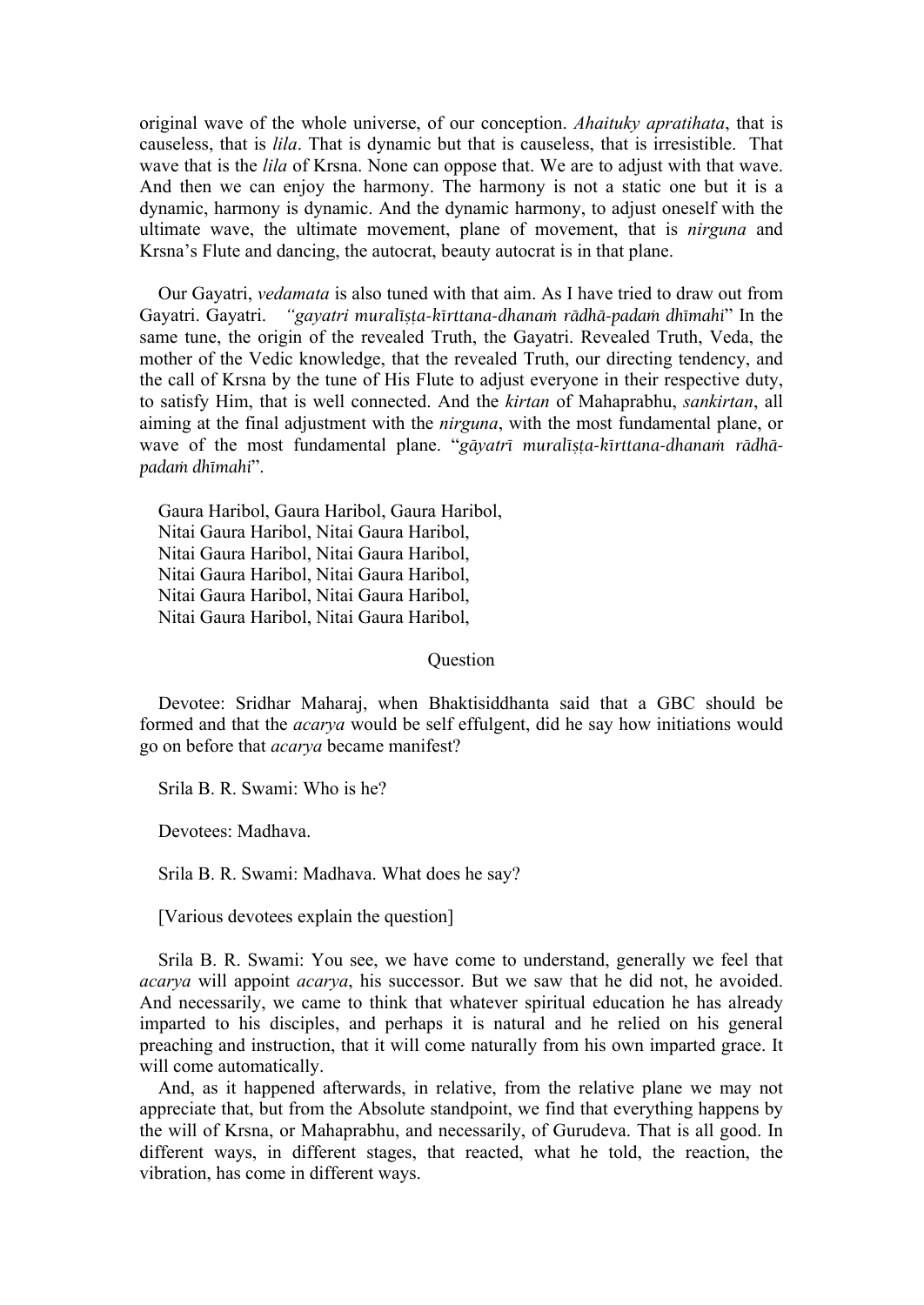original wave of the whole universe, of our conception. *Ahaituky apratihata*, that is causeless, that is *lila*. That is dynamic but that is causeless, that is irresistible. That wave that is the *lila* of Krsna. None can oppose that. We are to adjust with that wave. And then we can enjoy the harmony. The harmony is not a static one but it is a dynamic, harmony is dynamic. And the dynamic harmony, to adjust oneself with the ultimate wave, the ultimate movement, plane of movement, that is *nirguna* and Krsna's Flute and dancing, the autocrat, beauty autocrat is in that plane.

Our Gayatri, *vedamata* is also tuned with that aim. As I have tried to draw out from Gayatri. Gayatri. *"gayatri muralīṣṭa-kīrttana-dhanaṁ rādhā-padaṁ dhīmahi*" In the same tune, the origin of the revealed Truth, the Gayatri. Revealed Truth, Veda, the mother of the Vedic knowledge, that the revealed Truth, our directing tendency, and the call of Krsna by the tune of His Flute to adjust everyone in their respective duty, to satisfy Him, that is well connected. And the *kirtan* of Mahaprabhu, *sankirtan*, all aiming at the final adjustment with the *nirguna*, with the most fundamental plane, or wave of the most fundamental plane. "*gāyatrī muralīṣṭa-kīrttana-dhanaṁ rādhā-padaṁ dhīmahi*".

Gaura Haribol, Gaura Haribol, Gaura Haribol,
Nitai Gaura Haribol, Nitai Gaura Haribol,
Nitai Gaura Haribol, Nitai Gaura Haribol,
Nitai Gaura Haribol, Nitai Gaura Haribol,
Nitai Gaura Haribol, Nitai Gaura Haribol,
Nitai Gaura Haribol, Nitai Gaura Haribol,

Question

Devotee: Sridhar Maharaj, when Bhaktisiddhanta said that a GBC should be formed and that the *acarya* would be self effulgent, did he say how initiations would go on before that *acarya* became manifest?

Srila B. R. Swami: Who is he?

Devotees: Madhava.

Srila B. R. Swami: Madhava. What does he say?

[Various devotees explain the question]

Srila B. R. Swami: You see, we have come to understand, generally we feel that *acarya* will appoint *acarya*, his successor. But we saw that he did not, he avoided. And necessarily, we came to think that whatever spiritual education he has already imparted to his disciples, and perhaps it is natural and he relied on his general preaching and instruction, that it will come naturally from his own imparted grace. It will come automatically.

And, as it happened afterwards, in relative, from the relative plane we may not appreciate that, but from the Absolute standpoint, we find that everything happens by the will of Krsna, or Mahaprabhu, and necessarily, of Gurudeva. That is all good. In different ways, in different stages, that reacted, what he told, the reaction, the vibration, has come in different ways.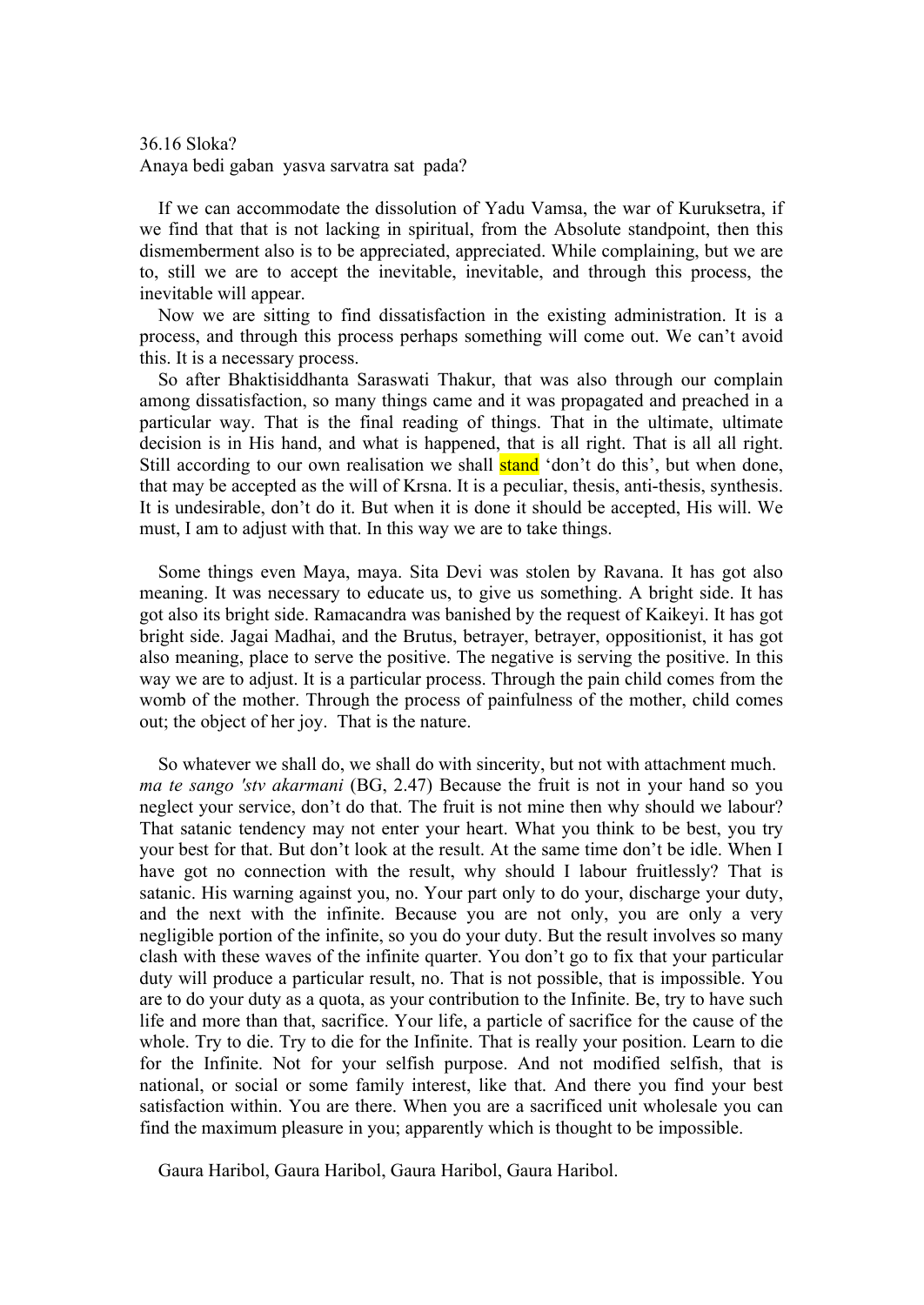36.16 Sloka?
Anaya bedi gaban  yasva sarvatra sat  pada?

If we can accommodate the dissolution of Yadu Vamsa, the war of Kuruksetra, if we find that that is not lacking in spiritual, from the Absolute standpoint, then this dismemberment also is to be appreciated, appreciated. While complaining, but we are to, still we are to accept the inevitable, inevitable, and through this process, the inevitable will appear.

Now we are sitting to find dissatisfaction in the existing administration. It is a process, and through this process perhaps something will come out. We can't avoid this. It is a necessary process.

So after Bhaktisiddhanta Saraswati Thakur, that was also through our complain among dissatisfaction, so many things came and it was propagated and preached in a particular way. That is the final reading of things. That in the ultimate, ultimate decision is in His hand, and what is happened, that is all right. That is all all right. Still according to our own realisation we shall stand 'don't do this', but when done, that may be accepted as the will of Krsna. It is a peculiar, thesis, anti-thesis, synthesis. It is undesirable, don't do it. But when it is done it should be accepted, His will. We must, I am to adjust with that. In this way we are to take things.

Some things even Maya, maya. Sita Devi was stolen by Ravana. It has got also meaning. It was necessary to educate us, to give us something. A bright side. It has got also its bright side. Ramacandra was banished by the request of Kaikeyi. It has got bright side. Jagai Madhai, and the Brutus, betrayer, betrayer, oppositionist, it has got also meaning, place to serve the positive. The negative is serving the positive. In this way we are to adjust. It is a particular process. Through the pain child comes from the womb of the mother. Through the process of painfulness of the mother, child comes out; the object of her joy.  That is the nature.

So whatever we shall do, we shall do with sincerity, but not with attachment much. *ma te sango 'stv akarmani* (BG, 2.47) Because the fruit is not in your hand so you neglect your service, don't do that. The fruit is not mine then why should we labour? That satanic tendency may not enter your heart. What you think to be best, you try your best for that. But don't look at the result. At the same time don't be idle. When I have got no connection with the result, why should I labour fruitlessly? That is satanic. His warning against you, no. Your part only to do your, discharge your duty, and the next with the infinite. Because you are not only, you are only a very negligible portion of the infinite, so you do your duty. But the result involves so many clash with these waves of the infinite quarter. You don't go to fix that your particular duty will produce a particular result, no. That is not possible, that is impossible. You are to do your duty as a quota, as your contribution to the Infinite. Be, try to have such life and more than that, sacrifice. Your life, a particle of sacrifice for the cause of the whole. Try to die. Try to die for the Infinite. That is really your position. Learn to die for the Infinite. Not for your selfish purpose. And not modified selfish, that is national, or social or some family interest, like that. And there you find your best satisfaction within. You are there. When you are a sacrificed unit wholesale you can find the maximum pleasure in you; apparently which is thought to be impossible.

Gaura Haribol, Gaura Haribol, Gaura Haribol, Gaura Haribol.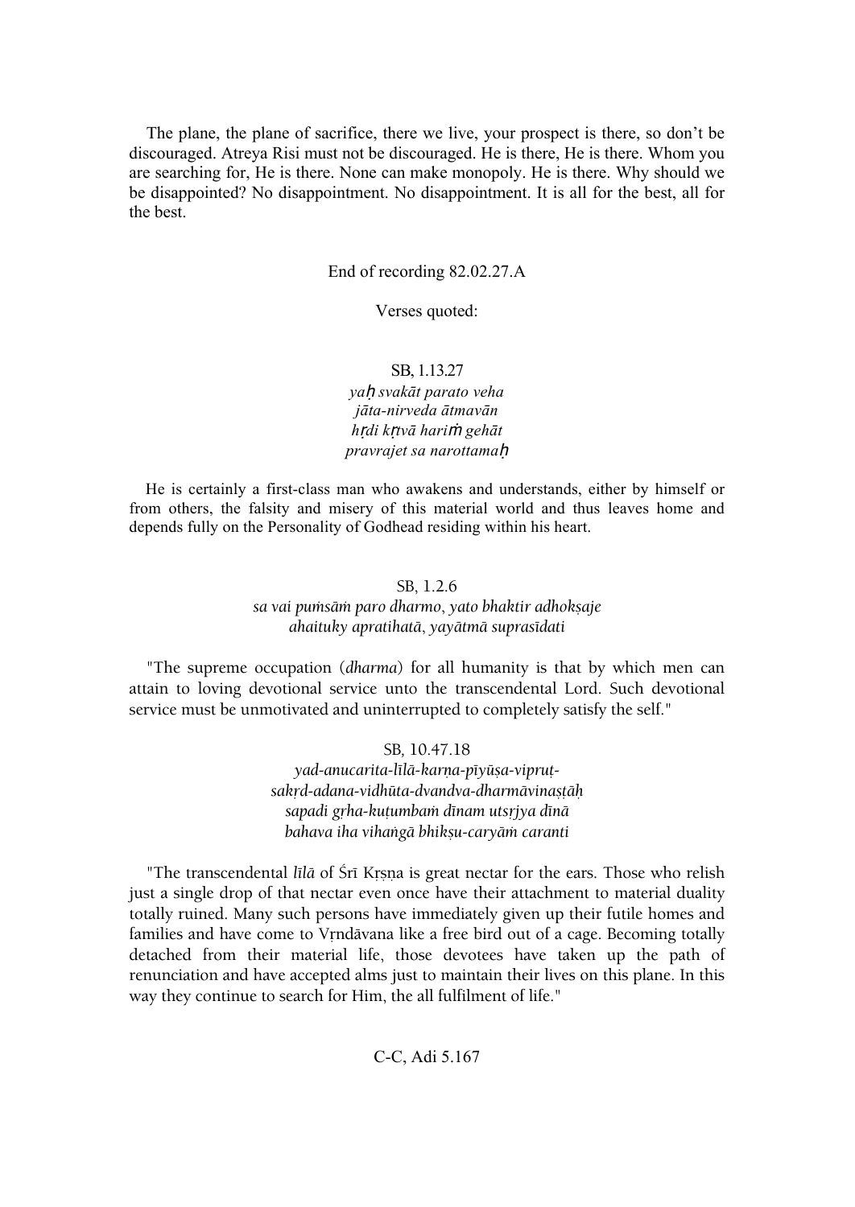The plane, the plane of sacrifice, there we live, your prospect is there, so don't be discouraged. Atreya Risi must not be discouraged. He is there, He is there. Whom you are searching for, He is there. None can make monopoly. He is there. Why should we be disappointed? No disappointment. No disappointment. It is all for the best, all for the best.

End of recording 82.02.27.A

Verses quoted:

SB, 1.13.27

*yaḥ svakāt parato veha*
*jāta-nirveda ātmavān*
*hṛdi kṛtvā hariṁ gehāt*
*pravrajet sa narottamaḥ*

He is certainly a first-class man who awakens and understands, either by himself or from others, the falsity and misery of this material world and thus leaves home and depends fully on the Personality of Godhead residing within his heart.

SB, 1.2.6

*sa vai puṁsāṁ paro dharmo, yato bhaktir adhokṣaje*
*ahaituky apratihatā, yayātmā suprasīdati*

"The supreme occupation (*dharma*) for all humanity is that by which men can attain to loving devotional service unto the transcendental Lord. Such devotional service must be unmotivated and uninterrupted to completely satisfy the self."

SB, 10.47.18

*yad-anucarita-līlā-karṇa-pīyūṣa-vipruṭ-*
*sakṛd-adana-vidhūta-dvandva-dharmāvinaṣṭāḥ*
*sapadi gṛha-kuṭumbaṁ dīnam utsṛjya dīnā*
*bahava iha vihaṅgā bhikṣu-caryāṁ caranti*

"The transcendental *līlā* of Śrī Kṛṣṇa is great nectar for the ears. Those who relish just a single drop of that nectar even once have their attachment to material duality totally ruined. Many such persons have immediately given up their futile homes and families and have come to Vṛndāvana like a free bird out of a cage. Becoming totally detached from their material life, those devotees have taken up the path of renunciation and have accepted alms just to maintain their lives on this plane. In this way they continue to search for Him, the all fulfilment of life."

C-C, Adi 5.167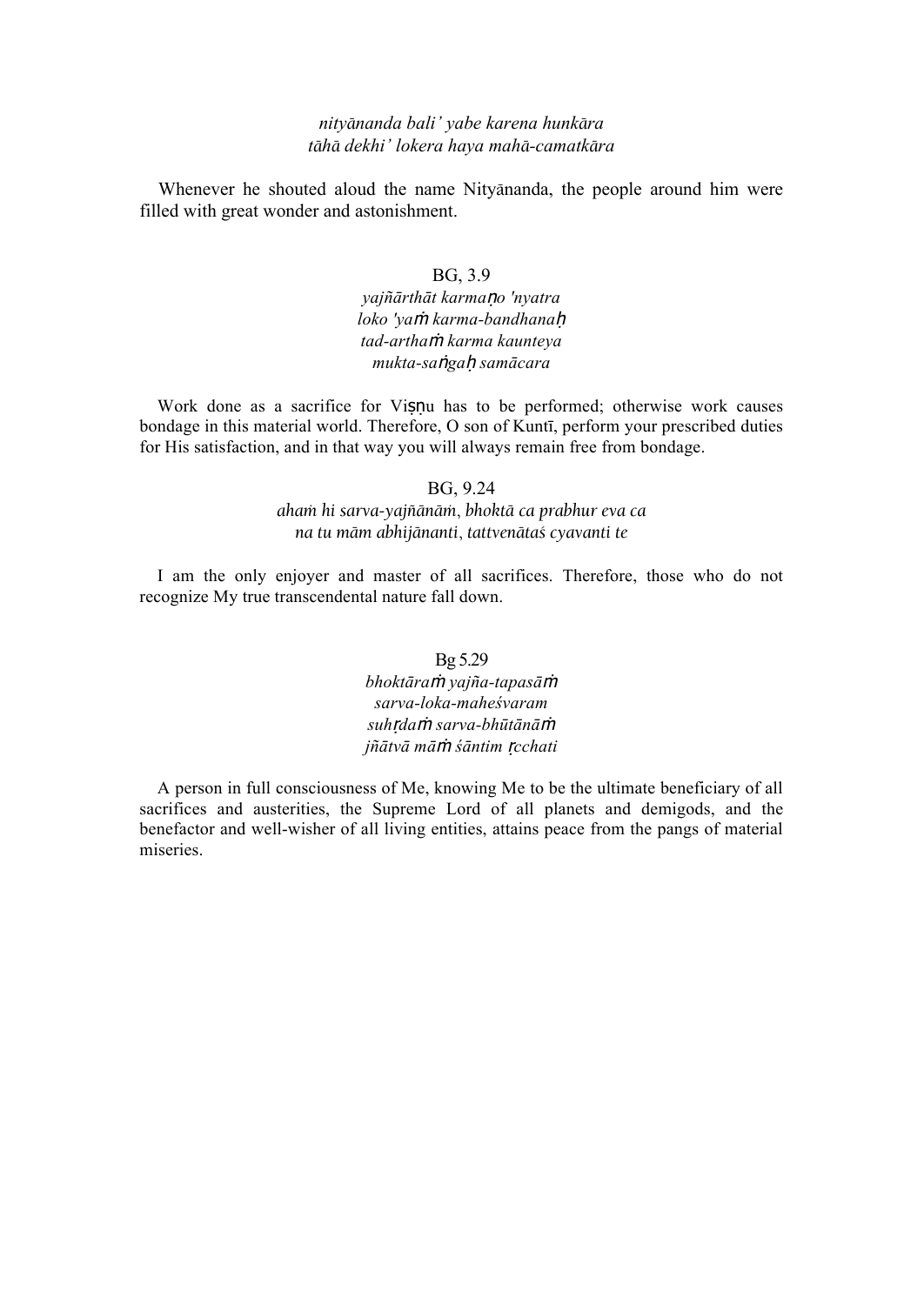*nityānanda bali' yabe karena hunkāra*
*tāhā dekhi' lokera haya mahā-camatkāra*

Whenever he shouted aloud the name Nityānanda, the people around him were filled with great wonder and astonishment.

BG, 3.9

*yajñārthāt karmaṇo 'nyatra*
*loko 'yaṁ karma-bandhanaḥ*
*tad-arthaṁ karma kaunteya*
*mukta-saṅgaḥ samācara*

Work done as a sacrifice for Viṣṇu has to be performed; otherwise work causes bondage in this material world. Therefore, O son of Kuntī, perform your prescribed duties for His satisfaction, and in that way you will always remain free from bondage.

BG, 9.24

*ahaṁ hi sarva-yajñānāṁ, bhoktā ca prabhur eva ca*
*na tu mām abhijānanti, tattvenātaś cyavanti te*

I am the only enjoyer and master of all sacrifices. Therefore, those who do not recognize My true transcendental nature fall down.

Bg 5.29

*bhoktāraṁ yajña-tapasāṁ*
*sarva-loka-maheśvaram*
*suhṛdaṁ sarva-bhūtānāṁ*
*jñātvā māṁ śāntim ṛcchati*

A person in full consciousness of Me, knowing Me to be the ultimate beneficiary of all sacrifices and austerities, the Supreme Lord of all planets and demigods, and the benefactor and well-wisher of all living entities, attains peace from the pangs of material miseries.